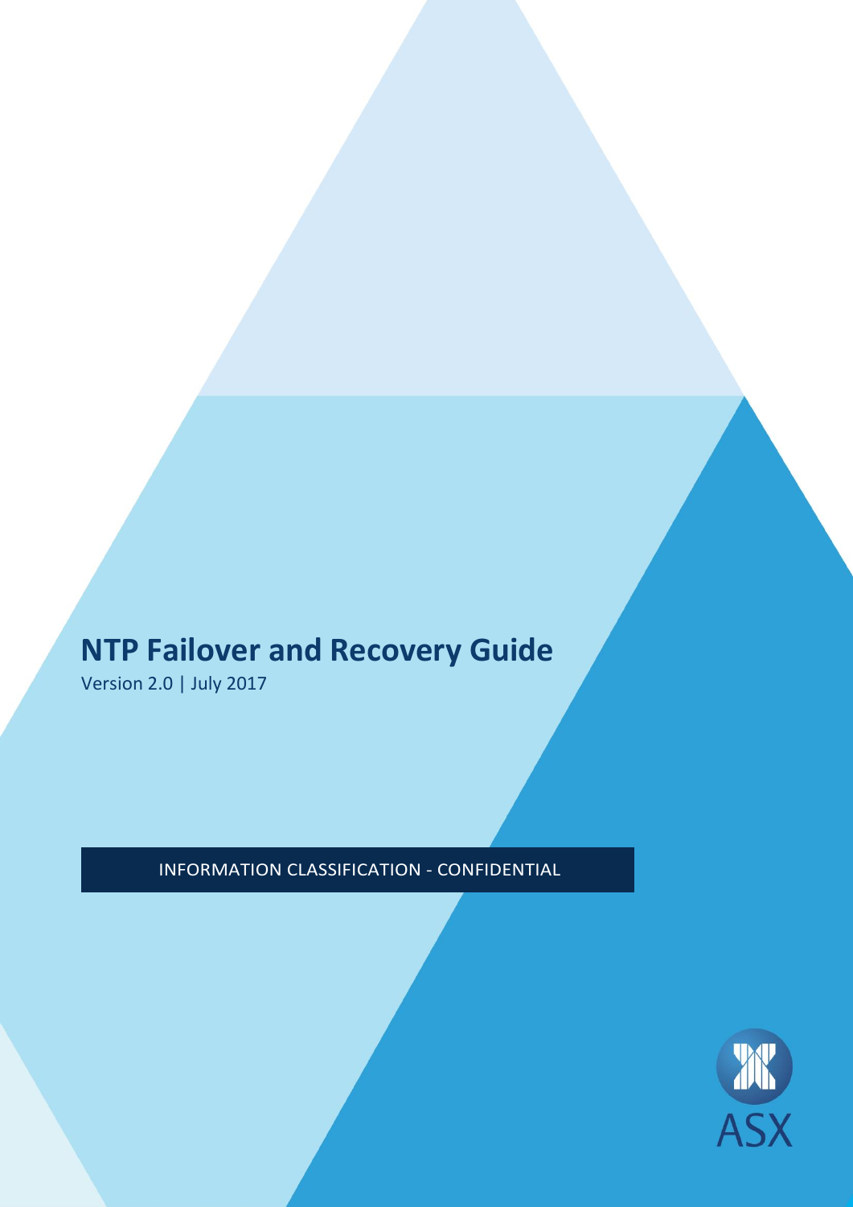# NTP Failover and Recovery Guide

Version 2.0 | July 2017

INFORMATION CLASSIFICATION - CONFIDENTIAL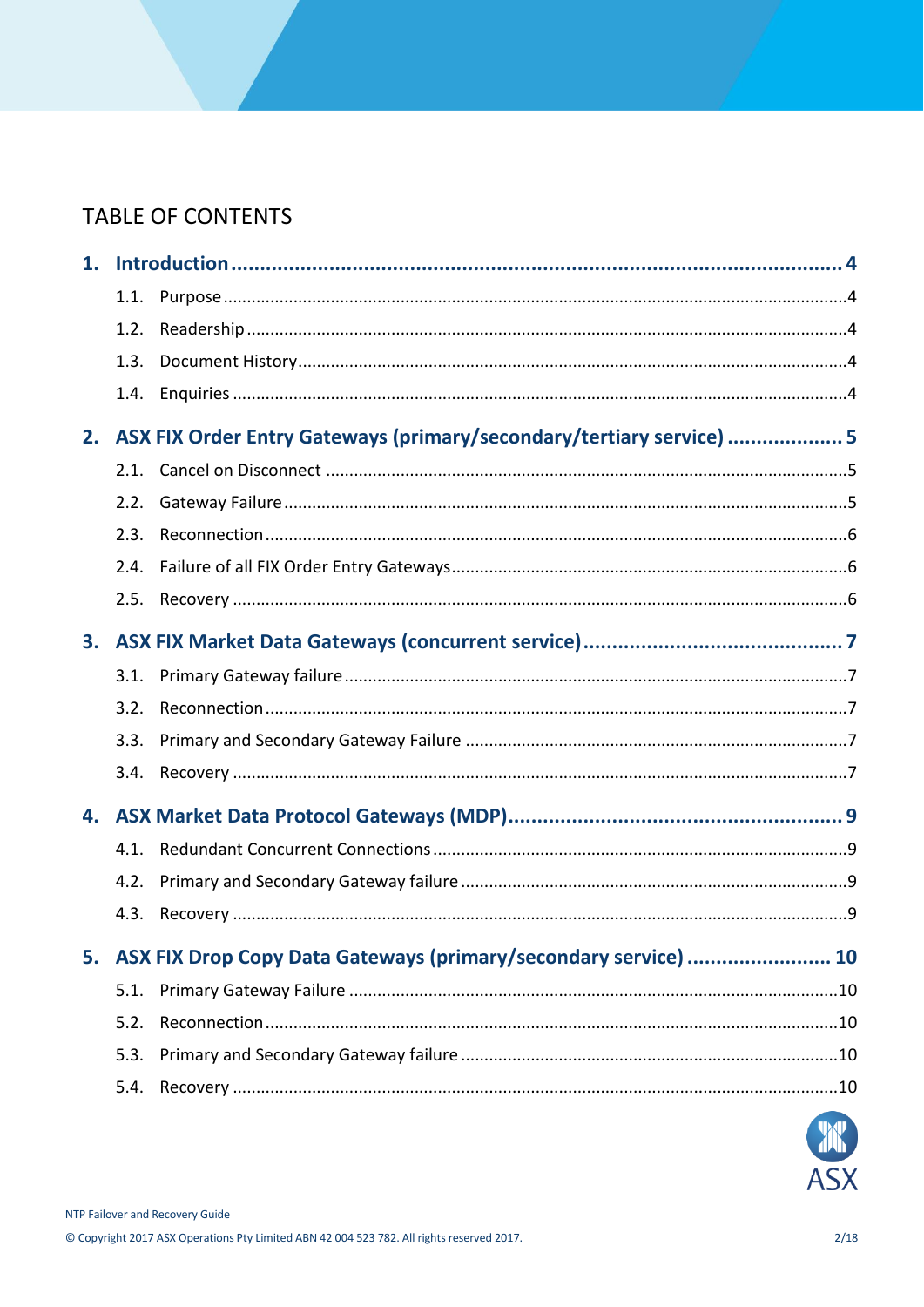# TABLE OF CONTENTS

**1. Introduction** ........................................................................................ **4**

- 1.1. Purpose ........................................................................................ 4
- 1.2. Readership ........................................................................................ 4
- 1.3. Document History ........................................................................................ 4
- 1.4. Enquiries ........................................................................................ 4

**2. ASX FIX Order Entry Gateways (primary/secondary/tertiary service)** .................... **5**

- 2.1. Cancel on Disconnect ........................................................................................ 5
- 2.2. Gateway Failure ........................................................................................ 5
- 2.3. Reconnection ........................................................................................ 6
- 2.4. Failure of all FIX Order Entry Gateways ........................................................................................ 6
- 2.5. Recovery ........................................................................................ 6

**3. ASX FIX Market Data Gateways (concurrent service)** ........................................... **7**

- 3.1. Primary Gateway failure ........................................................................................ 7
- 3.2. Reconnection ........................................................................................ 7
- 3.3. Primary and Secondary Gateway Failure ........................................................................................ 7
- 3.4. Recovery ........................................................................................ 7

**4. ASX Market Data Protocol Gateways (MDP)** ........................................................ **9**

- 4.1. Redundant Concurrent Connections ........................................................................................ 9
- 4.2. Primary and Secondary Gateway failure ........................................................................................ 9
- 4.3. Recovery ........................................................................................ 9

**5. ASX FIX Drop Copy Data Gateways (primary/secondary service)** ........................ **10**

- 5.1. Primary Gateway Failure ........................................................................................ 10
- 5.2. Reconnection ........................................................................................ 10
- 5.3. Primary and Secondary Gateway failure ........................................................................................ 10
- 5.4. Recovery ........................................................................................ 10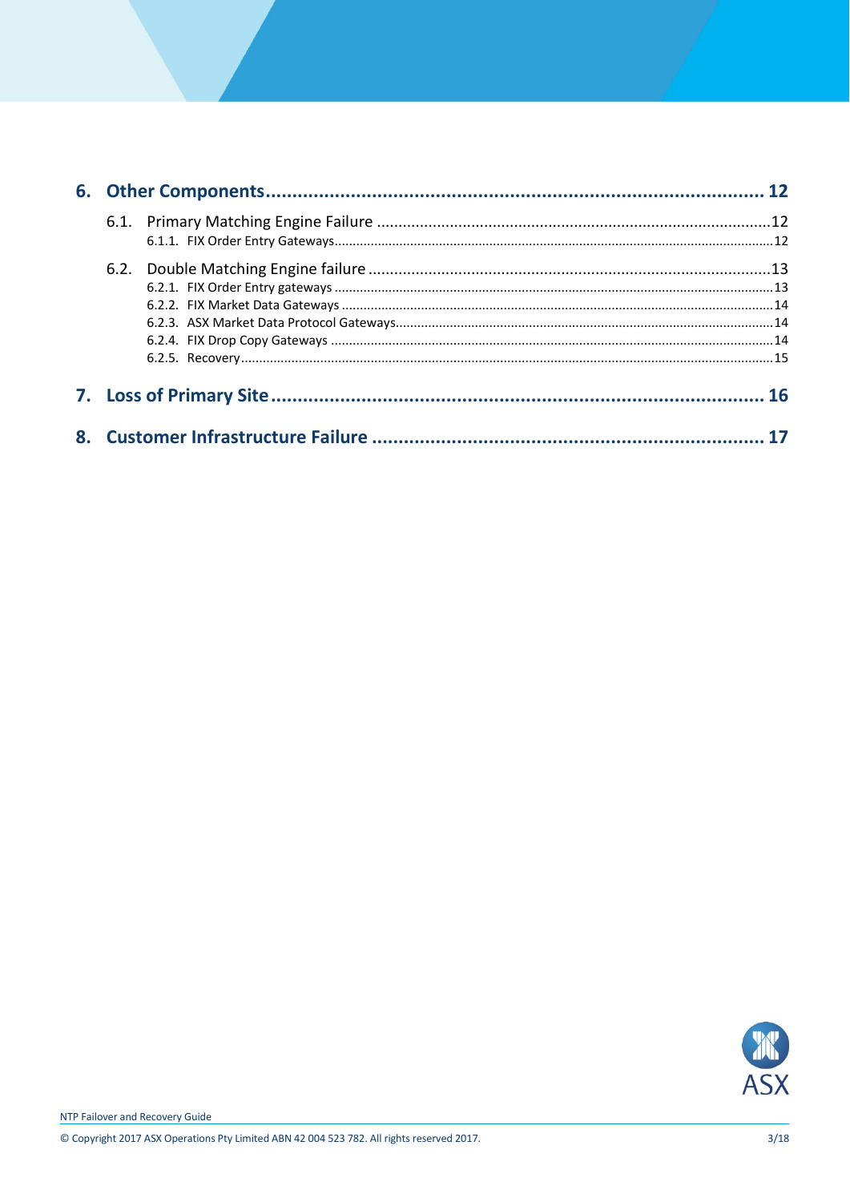6. Other Components ........................................................................................ 12

   6.1. Primary Matching Engine Failure ........................................................................ 12

      6.1.1. FIX Order Entry Gateways ........................................................................ 12

   6.2. Double Matching Engine failure ........................................................................ 13

      6.2.1. FIX Order Entry gateways ........................................................................ 13

      6.2.2. FIX Market Data Gateways ........................................................................ 14

      6.2.3. ASX Market Data Protocol Gateways ........................................................ 14

      6.2.4. FIX Drop Copy Gateways ........................................................................ 14

      6.2.5. Recovery ........................................................................ 15

7. Loss of Primary Site ........................................................................................ 16

8. Customer Infrastructure Failure ........................................................................ 17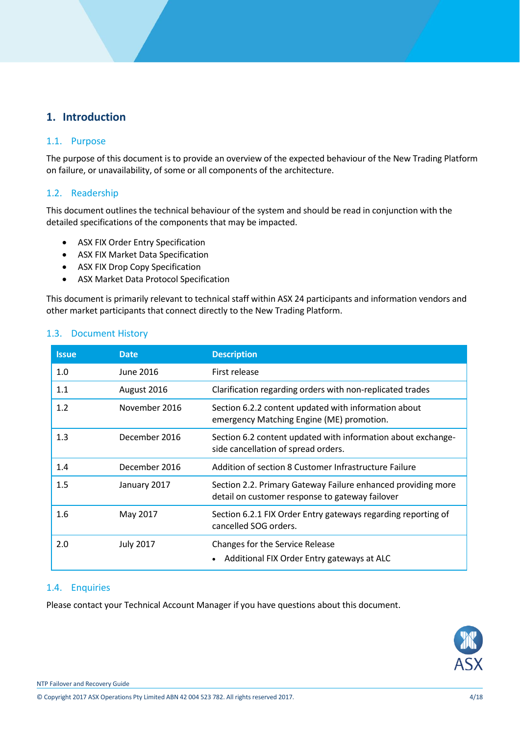# 1. Introduction

## 1.1. Purpose

The purpose of this document is to provide an overview of the expected behaviour of the New Trading Platform on failure, or unavailability, of some or all components of the architecture.

## 1.2. Readership

This document outlines the technical behaviour of the system and should be read in conjunction with the detailed specifications of the components that may be impacted.

- ASX FIX Order Entry Specification
- ASX FIX Market Data Specification
- ASX FIX Drop Copy Specification
- ASX Market Data Protocol Specification

This document is primarily relevant to technical staff within ASX 24 participants and information vendors and other market participants that connect directly to the New Trading Platform.

## 1.3. Document History

| Issue | Date | Description |
|---|---|---|
| 1.0 | June 2016 | First release |
| 1.1 | August 2016 | Clarification regarding orders with non-replicated trades |
| 1.2 | November 2016 | Section 6.2.2 content updated with information about emergency Matching Engine (ME) promotion. |
| 1.3 | December 2016 | Section 6.2 content updated with information about exchange-side cancellation of spread orders. |
| 1.4 | December 2016 | Addition of section 8 Customer Infrastructure Failure |
| 1.5 | January 2017 | Section 2.2. Primary Gateway Failure enhanced providing more detail on customer response to gateway failover |
| 1.6 | May 2017 | Section 6.2.1 FIX Order Entry gateways regarding reporting of cancelled SOG orders. |
| 2.0 | July 2017 | Changes for the Service Release<br>• Additional FIX Order Entry gateways at ALC |

## 1.4. Enquiries

Please contact your Technical Account Manager if you have questions about this document.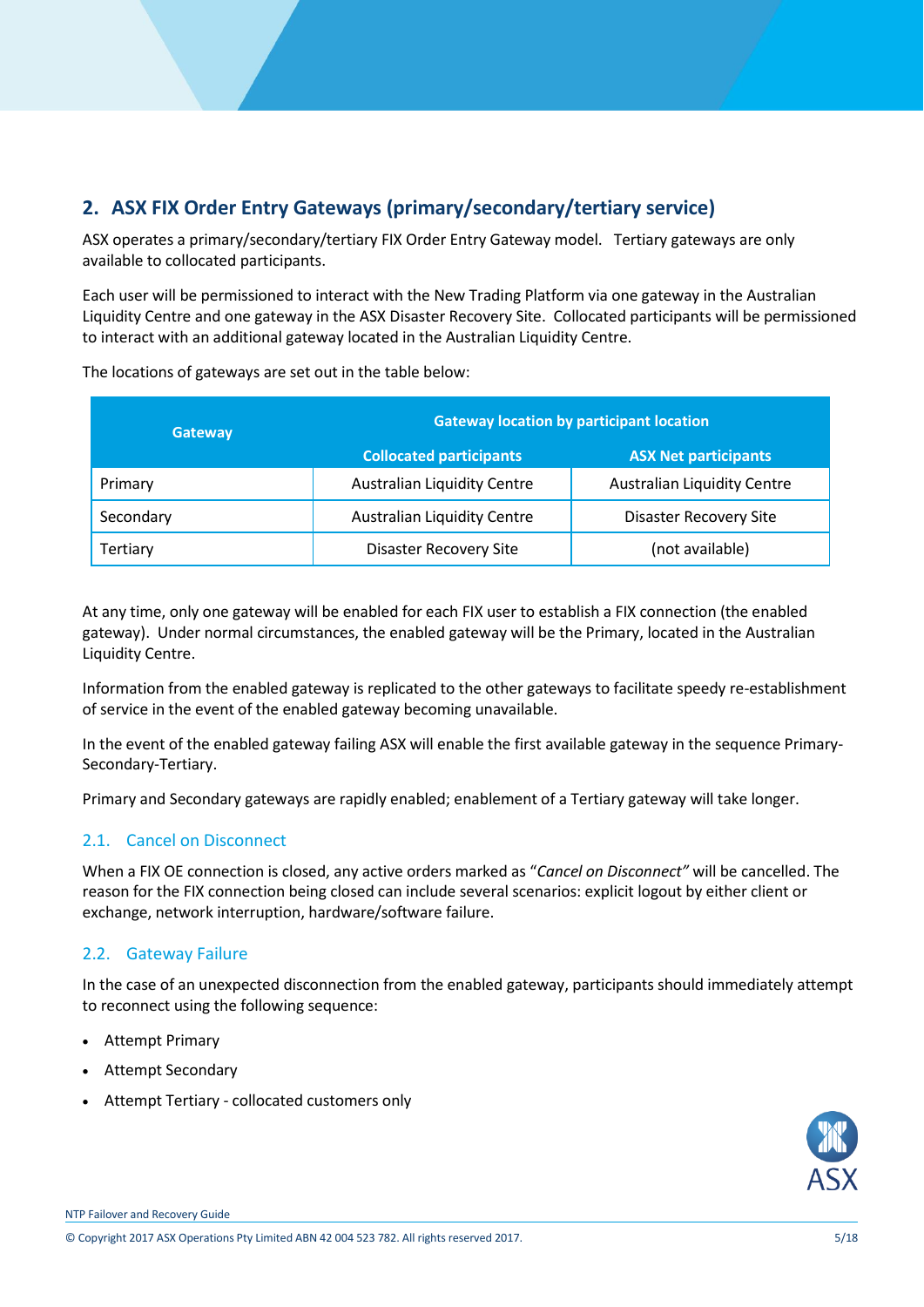## 2. ASX FIX Order Entry Gateways (primary/secondary/tertiary service)

ASX operates a primary/secondary/tertiary FIX Order Entry Gateway model. Tertiary gateways are only available to collocated participants.

Each user will be permissioned to interact with the New Trading Platform via one gateway in the Australian Liquidity Centre and one gateway in the ASX Disaster Recovery Site. Collocated participants will be permissioned to interact with an additional gateway located in the Australian Liquidity Centre.

The locations of gateways are set out in the table below:

| Gateway | Gateway location by participant location | |
|---|---|---|
| | **Collocated participants** | **ASX Net participants** |
| Primary | Australian Liquidity Centre | Australian Liquidity Centre |
| Secondary | Australian Liquidity Centre | Disaster Recovery Site |
| Tertiary | Disaster Recovery Site | (not available) |

At any time, only one gateway will be enabled for each FIX user to establish a FIX connection (the enabled gateway). Under normal circumstances, the enabled gateway will be the Primary, located in the Australian Liquidity Centre.

Information from the enabled gateway is replicated to the other gateways to facilitate speedy re-establishment of service in the event of the enabled gateway becoming unavailable.

In the event of the enabled gateway failing ASX will enable the first available gateway in the sequence Primary-Secondary-Tertiary.

Primary and Secondary gateways are rapidly enabled; enablement of a Tertiary gateway will take longer.

### 2.1. Cancel on Disconnect

When a FIX OE connection is closed, any active orders marked as "*Cancel on Disconnect*" will be cancelled. The reason for the FIX connection being closed can include several scenarios: explicit logout by either client or exchange, network interruption, hardware/software failure.

### 2.2. Gateway Failure

In the case of an unexpected disconnection from the enabled gateway, participants should immediately attempt to reconnect using the following sequence:

- Attempt Primary
- Attempt Secondary
- Attempt Tertiary - collocated customers only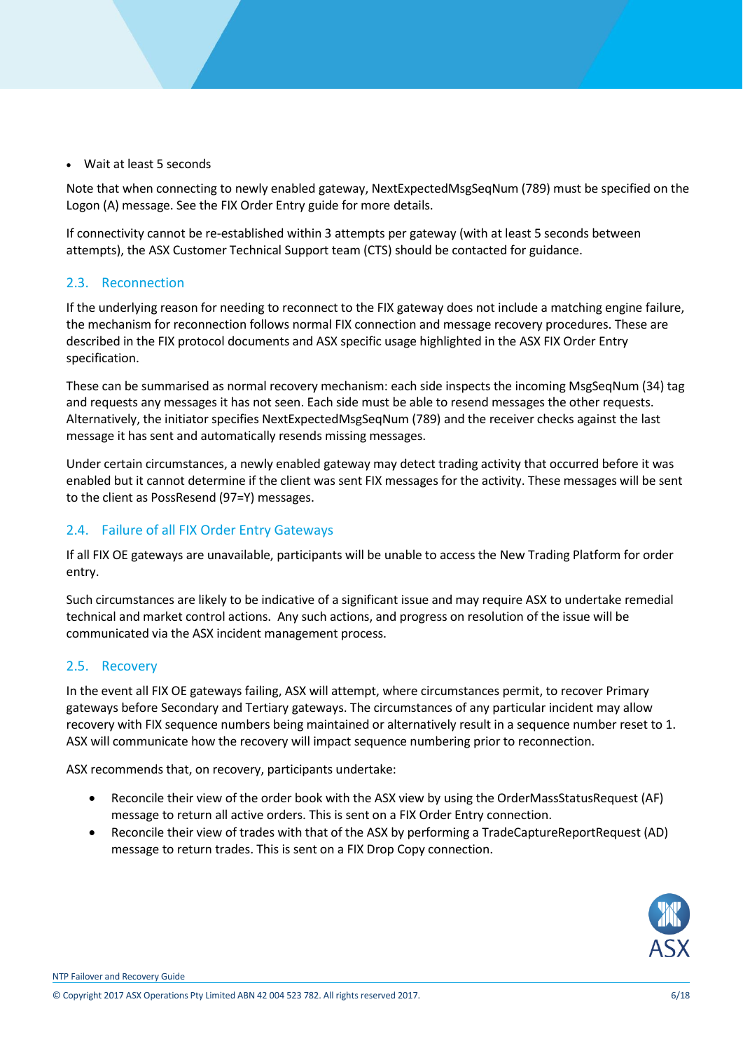- Wait at least 5 seconds

Note that when connecting to newly enabled gateway, NextExpectedMsgSeqNum (789) must be specified on the Logon (A) message. See the FIX Order Entry guide for more details.

If connectivity cannot be re-established within 3 attempts per gateway (with at least 5 seconds between attempts), the ASX Customer Technical Support team (CTS) should be contacted for guidance.

## 2.3. Reconnection

If the underlying reason for needing to reconnect to the FIX gateway does not include a matching engine failure, the mechanism for reconnection follows normal FIX connection and message recovery procedures. These are described in the FIX protocol documents and ASX specific usage highlighted in the ASX FIX Order Entry specification.

These can be summarised as normal recovery mechanism: each side inspects the incoming MsgSeqNum (34) tag and requests any messages it has not seen. Each side must be able to resend messages the other requests. Alternatively, the initiator specifies NextExpectedMsgSeqNum (789) and the receiver checks against the last message it has sent and automatically resends missing messages.

Under certain circumstances, a newly enabled gateway may detect trading activity that occurred before it was enabled but it cannot determine if the client was sent FIX messages for the activity. These messages will be sent to the client as PossResend (97=Y) messages.

## 2.4. Failure of all FIX Order Entry Gateways

If all FIX OE gateways are unavailable, participants will be unable to access the New Trading Platform for order entry.

Such circumstances are likely to be indicative of a significant issue and may require ASX to undertake remedial technical and market control actions. Any such actions, and progress on resolution of the issue will be communicated via the ASX incident management process.

## 2.5. Recovery

In the event all FIX OE gateways failing, ASX will attempt, where circumstances permit, to recover Primary gateways before Secondary and Tertiary gateways. The circumstances of any particular incident may allow recovery with FIX sequence numbers being maintained or alternatively result in a sequence number reset to 1. ASX will communicate how the recovery will impact sequence numbering prior to reconnection.

ASX recommends that, on recovery, participants undertake:

- Reconcile their view of the order book with the ASX view by using the OrderMassStatusRequest (AF) message to return all active orders. This is sent on a FIX Order Entry connection.
- Reconcile their view of trades with that of the ASX by performing a TradeCaptureReportRequest (AD) message to return trades. This is sent on a FIX Drop Copy connection.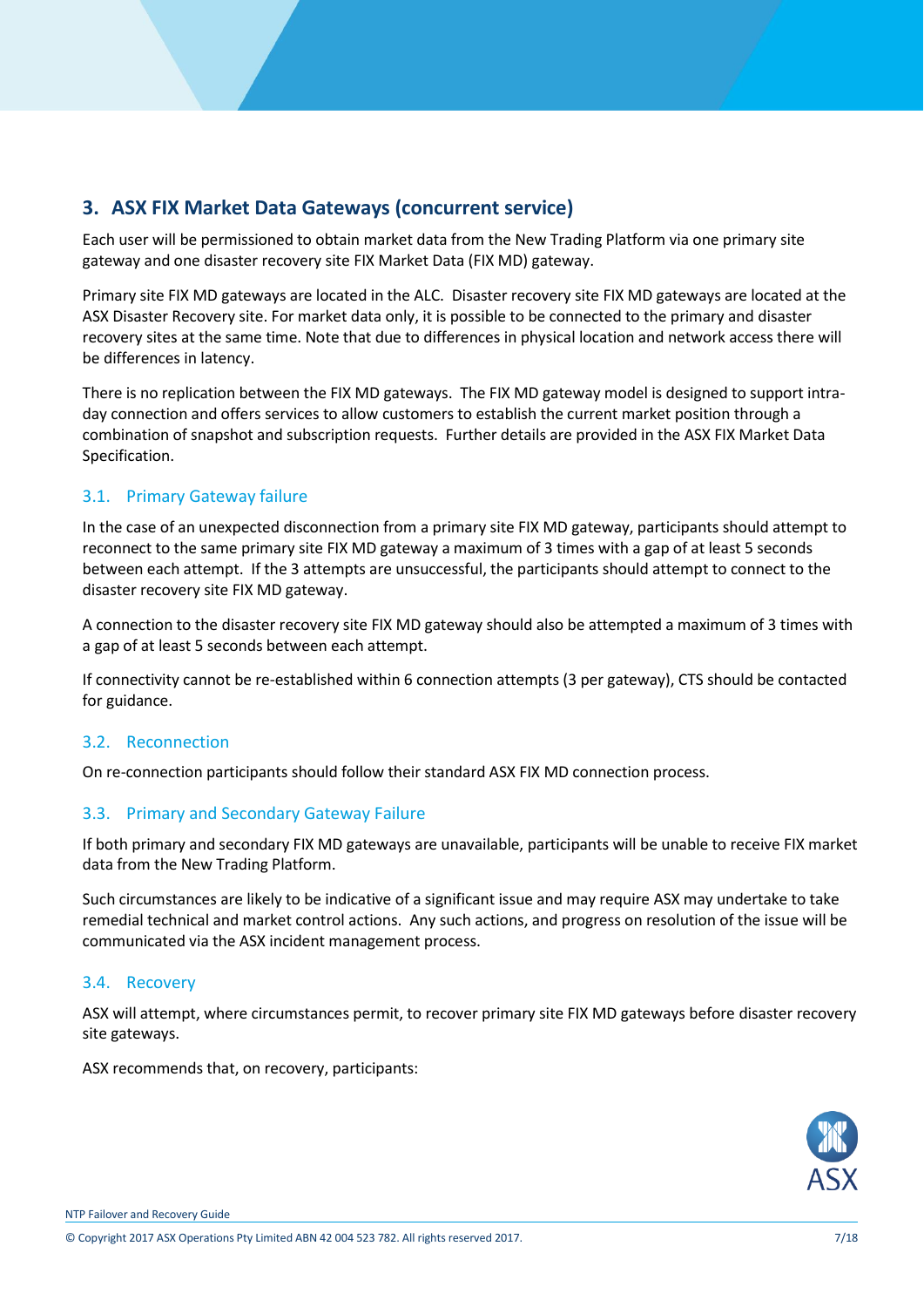## 3. ASX FIX Market Data Gateways (concurrent service)

Each user will be permissioned to obtain market data from the New Trading Platform via one primary site gateway and one disaster recovery site FIX Market Data (FIX MD) gateway.

Primary site FIX MD gateways are located in the ALC. Disaster recovery site FIX MD gateways are located at the ASX Disaster Recovery site. For market data only, it is possible to be connected to the primary and disaster recovery sites at the same time. Note that due to differences in physical location and network access there will be differences in latency.

There is no replication between the FIX MD gateways. The FIX MD gateway model is designed to support intra-day connection and offers services to allow customers to establish the current market position through a combination of snapshot and subscription requests. Further details are provided in the ASX FIX Market Data Specification.

### 3.1. Primary Gateway failure

In the case of an unexpected disconnection from a primary site FIX MD gateway, participants should attempt to reconnect to the same primary site FIX MD gateway a maximum of 3 times with a gap of at least 5 seconds between each attempt. If the 3 attempts are unsuccessful, the participants should attempt to connect to the disaster recovery site FIX MD gateway.

A connection to the disaster recovery site FIX MD gateway should also be attempted a maximum of 3 times with a gap of at least 5 seconds between each attempt.

If connectivity cannot be re-established within 6 connection attempts (3 per gateway), CTS should be contacted for guidance.

### 3.2. Reconnection

On re-connection participants should follow their standard ASX FIX MD connection process.

### 3.3. Primary and Secondary Gateway Failure

If both primary and secondary FIX MD gateways are unavailable, participants will be unable to receive FIX market data from the New Trading Platform.

Such circumstances are likely to be indicative of a significant issue and may require ASX may undertake to take remedial technical and market control actions. Any such actions, and progress on resolution of the issue will be communicated via the ASX incident management process.

### 3.4. Recovery

ASX will attempt, where circumstances permit, to recover primary site FIX MD gateways before disaster recovery site gateways.

ASX recommends that, on recovery, participants: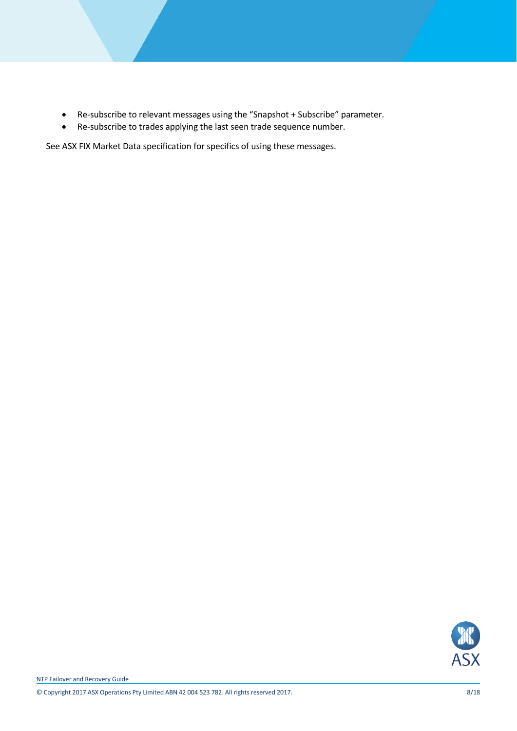- Re-subscribe to relevant messages using the “Snapshot + Subscribe” parameter.
- Re-subscribe to trades applying the last seen trade sequence number.

See ASX FIX Market Data specification for specifics of using these messages.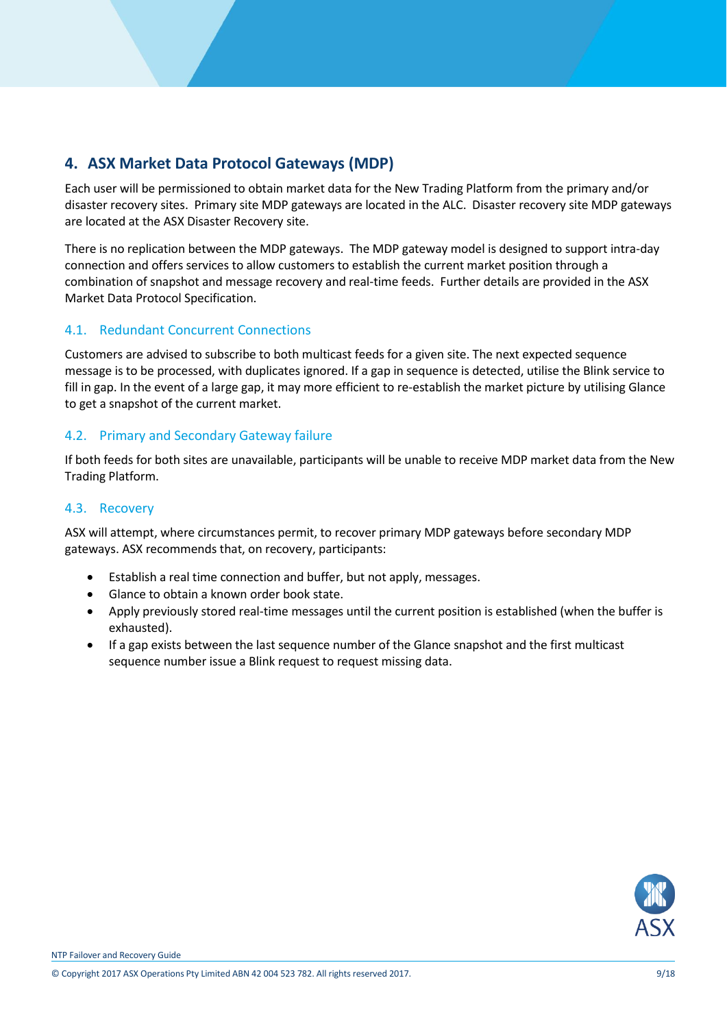## 4. ASX Market Data Protocol Gateways (MDP)

Each user will be permissioned to obtain market data for the New Trading Platform from the primary and/or disaster recovery sites. Primary site MDP gateways are located in the ALC. Disaster recovery site MDP gateways are located at the ASX Disaster Recovery site.

There is no replication between the MDP gateways. The MDP gateway model is designed to support intra-day connection and offers services to allow customers to establish the current market position through a combination of snapshot and message recovery and real-time feeds. Further details are provided in the ASX Market Data Protocol Specification.

### 4.1. Redundant Concurrent Connections

Customers are advised to subscribe to both multicast feeds for a given site. The next expected sequence message is to be processed, with duplicates ignored. If a gap in sequence is detected, utilise the Blink service to fill in gap. In the event of a large gap, it may more efficient to re-establish the market picture by utilising Glance to get a snapshot of the current market.

### 4.2. Primary and Secondary Gateway failure

If both feeds for both sites are unavailable, participants will be unable to receive MDP market data from the New Trading Platform.

### 4.3. Recovery

ASX will attempt, where circumstances permit, to recover primary MDP gateways before secondary MDP gateways. ASX recommends that, on recovery, participants:

- Establish a real time connection and buffer, but not apply, messages.
- Glance to obtain a known order book state.
- Apply previously stored real-time messages until the current position is established (when the buffer is exhausted).
- If a gap exists between the last sequence number of the Glance snapshot and the first multicast sequence number issue a Blink request to request missing data.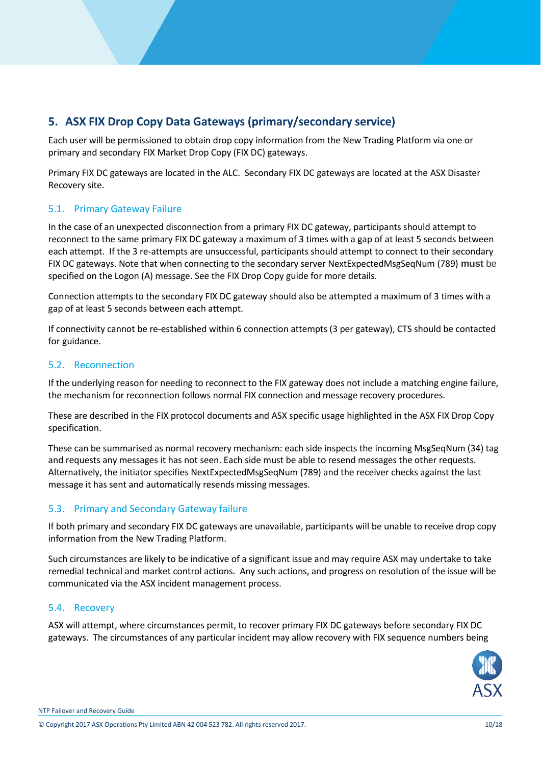## 5. ASX FIX Drop Copy Data Gateways (primary/secondary service)

Each user will be permissioned to obtain drop copy information from the New Trading Platform via one or primary and secondary FIX Market Drop Copy (FIX DC) gateways.

Primary FIX DC gateways are located in the ALC. Secondary FIX DC gateways are located at the ASX Disaster Recovery site.

### 5.1. Primary Gateway Failure

In the case of an unexpected disconnection from a primary FIX DC gateway, participants should attempt to reconnect to the same primary FIX DC gateway a maximum of 3 times with a gap of at least 5 seconds between each attempt. If the 3 re-attempts are unsuccessful, participants should attempt to connect to their secondary FIX DC gateways. Note that when connecting to the secondary server NextExpectedMsgSeqNum (789) **must** be specified on the Logon (A) message. See the FIX Drop Copy guide for more details.

Connection attempts to the secondary FIX DC gateway should also be attempted a maximum of 3 times with a gap of at least 5 seconds between each attempt.

If connectivity cannot be re-established within 6 connection attempts (3 per gateway), CTS should be contacted for guidance.

### 5.2. Reconnection

If the underlying reason for needing to reconnect to the FIX gateway does not include a matching engine failure, the mechanism for reconnection follows normal FIX connection and message recovery procedures.

These are described in the FIX protocol documents and ASX specific usage highlighted in the ASX FIX Drop Copy specification.

These can be summarised as normal recovery mechanism: each side inspects the incoming MsgSeqNum (34) tag and requests any messages it has not seen. Each side must be able to resend messages the other requests. Alternatively, the initiator specifies NextExpectedMsgSeqNum (789) and the receiver checks against the last message it has sent and automatically resends missing messages.

### 5.3. Primary and Secondary Gateway failure

If both primary and secondary FIX DC gateways are unavailable, participants will be unable to receive drop copy information from the New Trading Platform.

Such circumstances are likely to be indicative of a significant issue and may require ASX may undertake to take remedial technical and market control actions. Any such actions, and progress on resolution of the issue will be communicated via the ASX incident management process.

### 5.4. Recovery

ASX will attempt, where circumstances permit, to recover primary FIX DC gateways before secondary FIX DC gateways. The circumstances of any particular incident may allow recovery with FIX sequence numbers being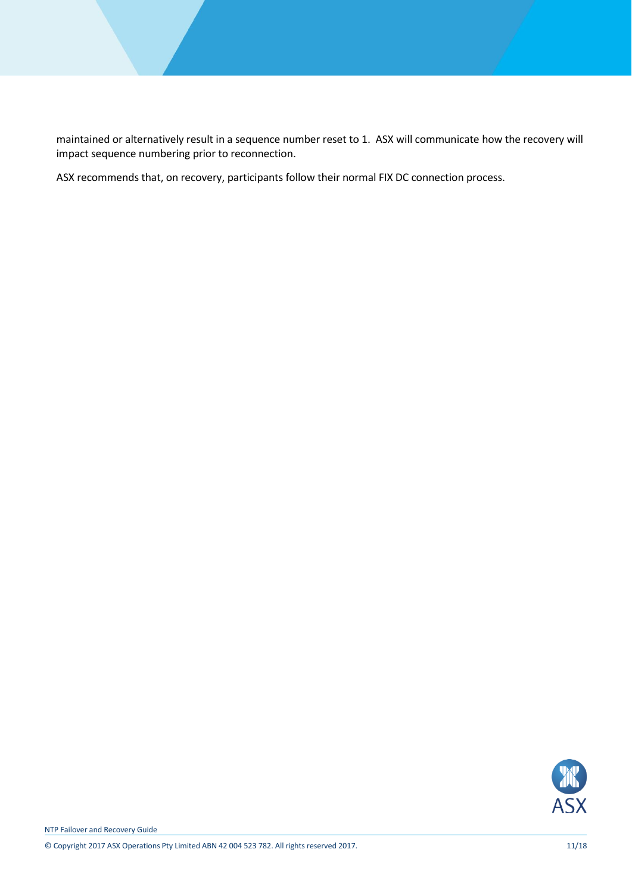maintained or alternatively result in a sequence number reset to 1. ASX will communicate how the recovery will impact sequence numbering prior to reconnection.

ASX recommends that, on recovery, participants follow their normal FIX DC connection process.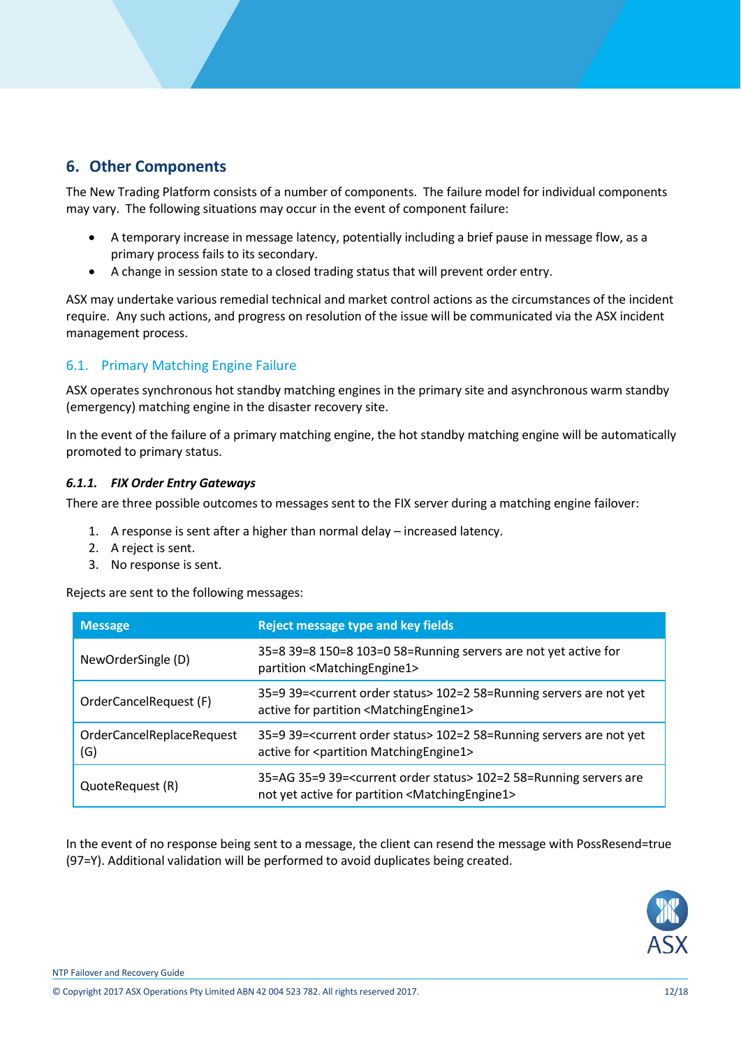## 6. Other Components

The New Trading Platform consists of a number of components. The failure model for individual components may vary. The following situations may occur in the event of component failure:

- A temporary increase in message latency, potentially including a brief pause in message flow, as a primary process fails to its secondary.
- A change in session state to a closed trading status that will prevent order entry.

ASX may undertake various remedial technical and market control actions as the circumstances of the incident require. Any such actions, and progress on resolution of the issue will be communicated via the ASX incident management process.

### 6.1. Primary Matching Engine Failure

ASX operates synchronous hot standby matching engines in the primary site and asynchronous warm standby (emergency) matching engine in the disaster recovery site.

In the event of the failure of a primary matching engine, the hot standby matching engine will be automatically promoted to primary status.

#### *6.1.1. FIX Order Entry Gateways*

There are three possible outcomes to messages sent to the FIX server during a matching engine failover:

1. A response is sent after a higher than normal delay – increased latency.
2. A reject is sent.
3. No response is sent.

Rejects are sent to the following messages:

| Message | Reject message type and key fields |
|---|---|
| NewOrderSingle (D) | 35=8 39=8 150=8 103=0 58=Running servers are not yet active for partition <MatchingEngine1> |
| OrderCancelRequest (F) | 35=9 39=<current order status> 102=2 58=Running servers are not yet active for partition <MatchingEngine1> |
| OrderCancelReplaceRequest (G) | 35=9 39=<current order status> 102=2 58=Running servers are not yet active for <partition MatchingEngine1> |
| QuoteRequest (R) | 35=AG 35=9 39=<current order status> 102=2 58=Running servers are not yet active for partition <MatchingEngine1> |

In the event of no response being sent to a message, the client can resend the message with PossResend=true (97=Y). Additional validation will be performed to avoid duplicates being created.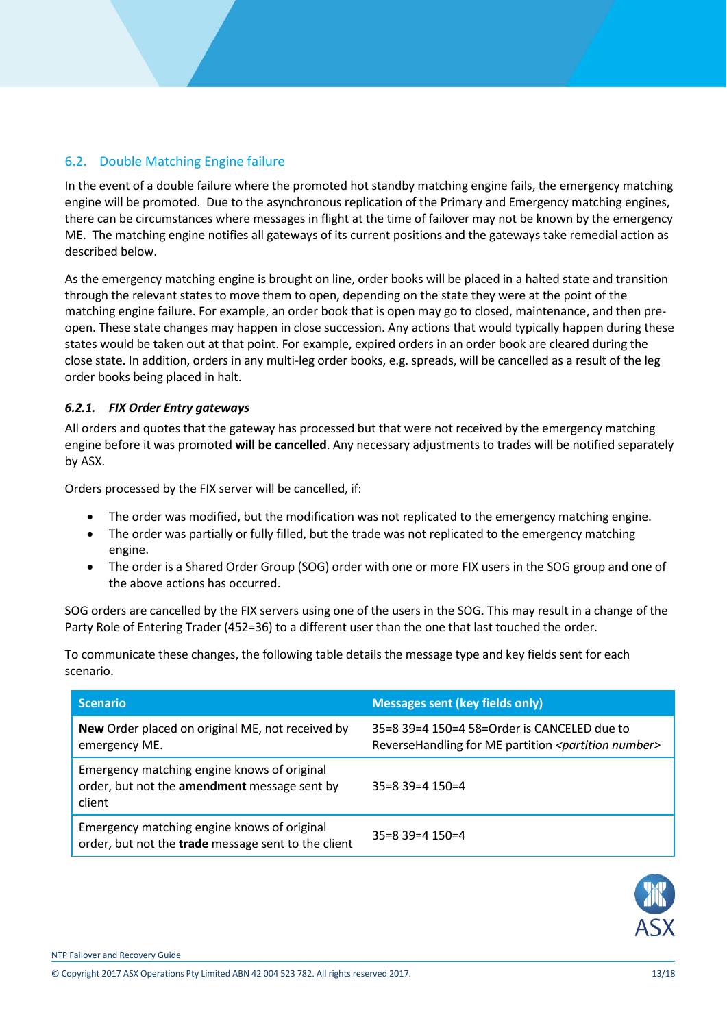## 6.2. Double Matching Engine failure

In the event of a double failure where the promoted hot standby matching engine fails, the emergency matching engine will be promoted. Due to the asynchronous replication of the Primary and Emergency matching engines, there can be circumstances where messages in flight at the time of failover may not be known by the emergency ME. The matching engine notifies all gateways of its current positions and the gateways take remedial action as described below.

As the emergency matching engine is brought on line, order books will be placed in a halted state and transition through the relevant states to move them to open, depending on the state they were at the point of the matching engine failure. For example, an order book that is open may go to closed, maintenance, and then pre-open. These state changes may happen in close succession. Any actions that would typically happen during these states would be taken out at that point. For example, expired orders in an order book are cleared during the close state. In addition, orders in any multi-leg order books, e.g. spreads, will be cancelled as a result of the leg order books being placed in halt.

### *6.2.1. FIX Order Entry gateways*

All orders and quotes that the gateway has processed but that were not received by the emergency matching engine before it was promoted **will be cancelled**. Any necessary adjustments to trades will be notified separately by ASX.

Orders processed by the FIX server will be cancelled, if:

- The order was modified, but the modification was not replicated to the emergency matching engine.
- The order was partially or fully filled, but the trade was not replicated to the emergency matching engine.
- The order is a Shared Order Group (SOG) order with one or more FIX users in the SOG group and one of the above actions has occurred.

SOG orders are cancelled by the FIX servers using one of the users in the SOG. This may result in a change of the Party Role of Entering Trader (452=36) to a different user than the one that last touched the order.

To communicate these changes, the following table details the message type and key fields sent for each scenario.

| Scenario | Messages sent (key fields only) |
| --- | --- |
| **New** Order placed on original ME, not received by emergency ME. | 35=8 39=4 150=4 58=Order is CANCELED due to ReverseHandling for ME partition *<partition number>* |
| Emergency matching engine knows of original order, but not the **amendment** message sent by client | 35=8 39=4 150=4 |
| Emergency matching engine knows of original order, but not the **trade** message sent to the client | 35=8 39=4 150=4 |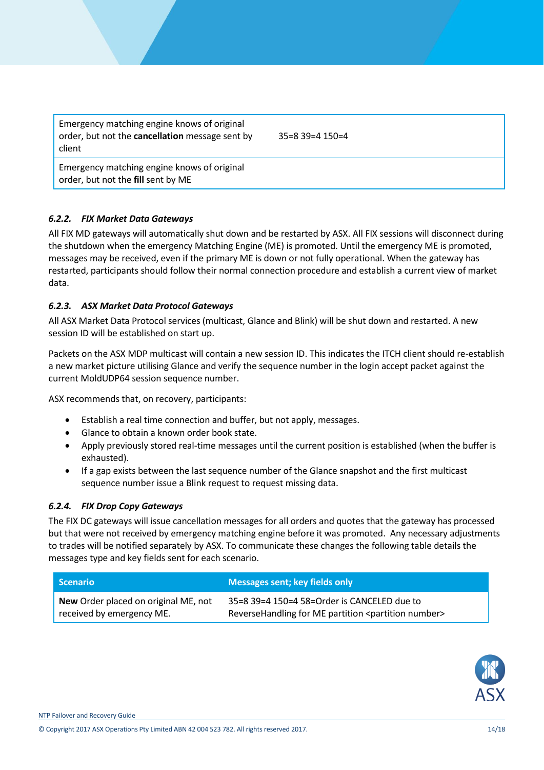| | |
|---|---|
| Emergency matching engine knows of original order, but not the **cancellation** message sent by client | 35=8 39=4 150=4 |
| Emergency matching engine knows of original order, but not the **fill** sent by ME | |

#### *6.2.2. FIX Market Data Gateways*

All FIX MD gateways will automatically shut down and be restarted by ASX. All FIX sessions will disconnect during the shutdown when the emergency Matching Engine (ME) is promoted. Until the emergency ME is promoted, messages may be received, even if the primary ME is down or not fully operational. When the gateway has restarted, participants should follow their normal connection procedure and establish a current view of market data.

#### *6.2.3. ASX Market Data Protocol Gateways*

All ASX Market Data Protocol services (multicast, Glance and Blink) will be shut down and restarted. A new session ID will be established on start up.

Packets on the ASX MDP multicast will contain a new session ID. This indicates the ITCH client should re-establish a new market picture utilising Glance and verify the sequence number in the login accept packet against the current MoldUDP64 session sequence number.

ASX recommends that, on recovery, participants:

- Establish a real time connection and buffer, but not apply, messages.
- Glance to obtain a known order book state.
- Apply previously stored real-time messages until the current position is established (when the buffer is exhausted).
- If a gap exists between the last sequence number of the Glance snapshot and the first multicast sequence number issue a Blink request to request missing data.

#### *6.2.4. FIX Drop Copy Gateways*

The FIX DC gateways will issue cancellation messages for all orders and quotes that the gateway has processed but that were not received by emergency matching engine before it was promoted. Any necessary adjustments to trades will be notified separately by ASX. To communicate these changes the following table details the messages type and key fields sent for each scenario.

| Scenario | Messages sent; key fields only |
|---|---|
| **New** Order placed on original ME, not received by emergency ME. | 35=8 39=4 150=4 58=Order is CANCELED due to ReverseHandling for ME partition <partition number> |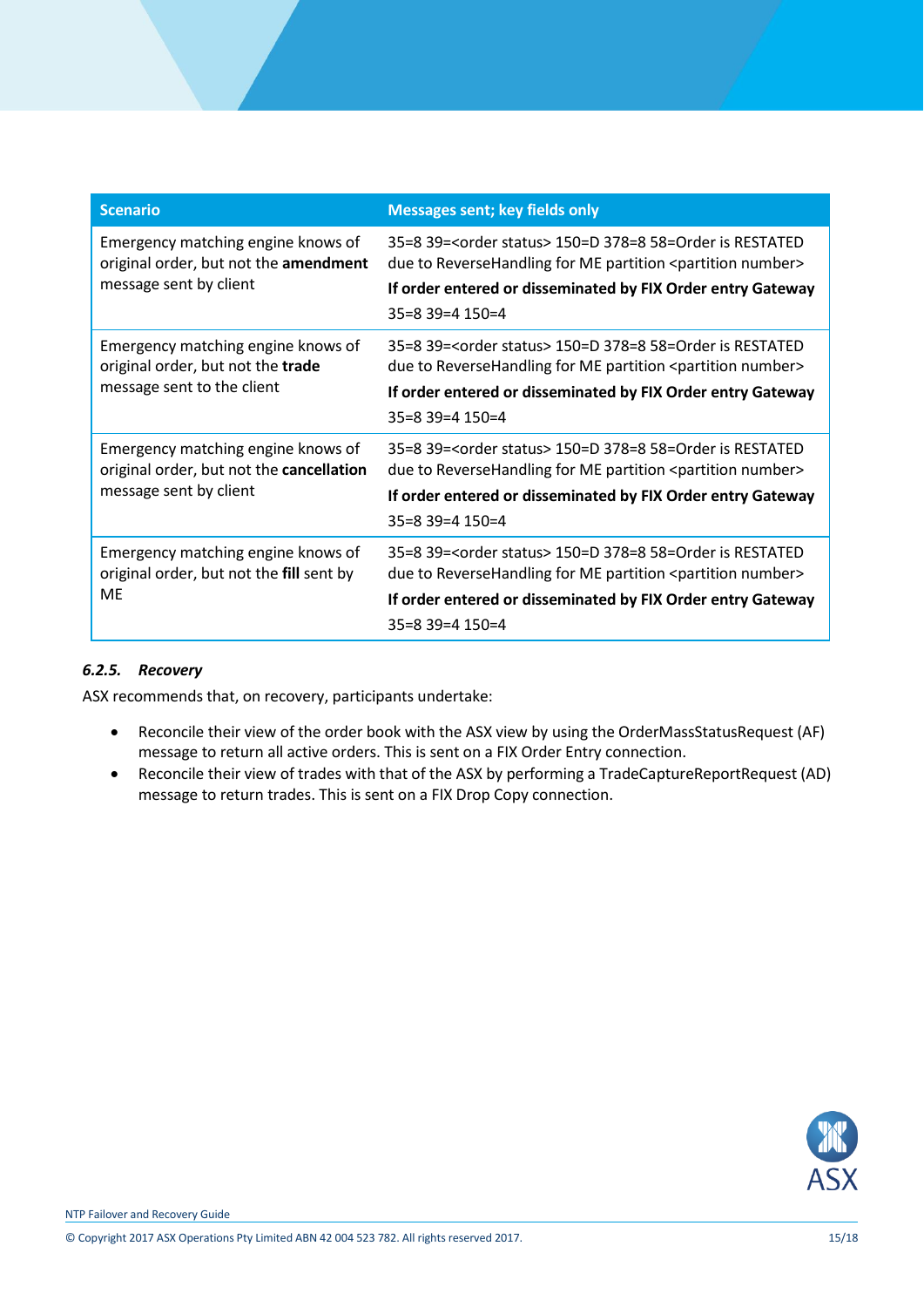| Scenario | Messages sent; key fields only |
|---|---|
| Emergency matching engine knows of original order, but not the **amendment** message sent by client | 35=8 39=<order status> 150=D 378=8 58=Order is RESTATED due to ReverseHandling for ME partition <partition number> **If order entered or disseminated by FIX Order entry Gateway** 35=8 39=4 150=4 |
| Emergency matching engine knows of original order, but not the **trade** message sent to the client | 35=8 39=<order status> 150=D 378=8 58=Order is RESTATED due to ReverseHandling for ME partition <partition number> **If order entered or disseminated by FIX Order entry Gateway** 35=8 39=4 150=4 |
| Emergency matching engine knows of original order, but not the **cancellation** message sent by client | 35=8 39=<order status> 150=D 378=8 58=Order is RESTATED due to ReverseHandling for ME partition <partition number> **If order entered or disseminated by FIX Order entry Gateway** 35=8 39=4 150=4 |
| Emergency matching engine knows of original order, but not the **fill** sent by ME | 35=8 39=<order status> 150=D 378=8 58=Order is RESTATED due to ReverseHandling for ME partition <partition number> **If order entered or disseminated by FIX Order entry Gateway** 35=8 39=4 150=4 |

#### *6.2.5. Recovery*

ASX recommends that, on recovery, participants undertake:

- Reconcile their view of the order book with the ASX view by using the OrderMassStatusRequest (AF) message to return all active orders. This is sent on a FIX Order Entry connection.
- Reconcile their view of trades with that of the ASX by performing a TradeCaptureReportRequest (AD) message to return trades. This is sent on a FIX Drop Copy connection.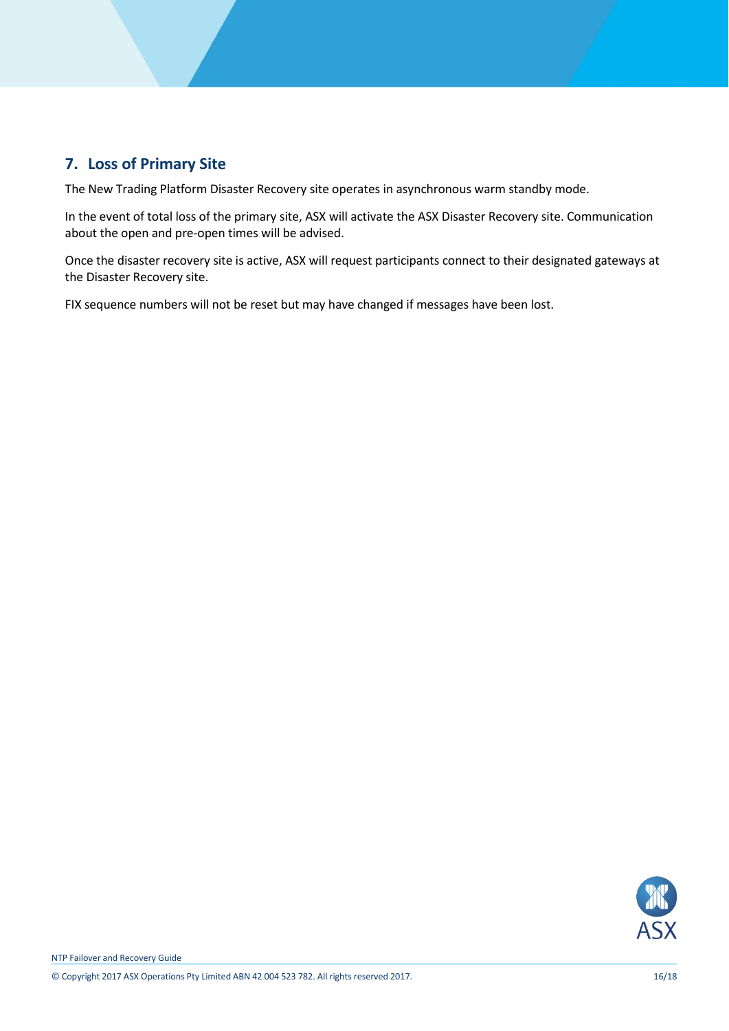## 7. Loss of Primary Site

The New Trading Platform Disaster Recovery site operates in asynchronous warm standby mode.

In the event of total loss of the primary site, ASX will activate the ASX Disaster Recovery site. Communication about the open and pre-open times will be advised.

Once the disaster recovery site is active, ASX will request participants connect to their designated gateways at the Disaster Recovery site.

FIX sequence numbers will not be reset but may have changed if messages have been lost.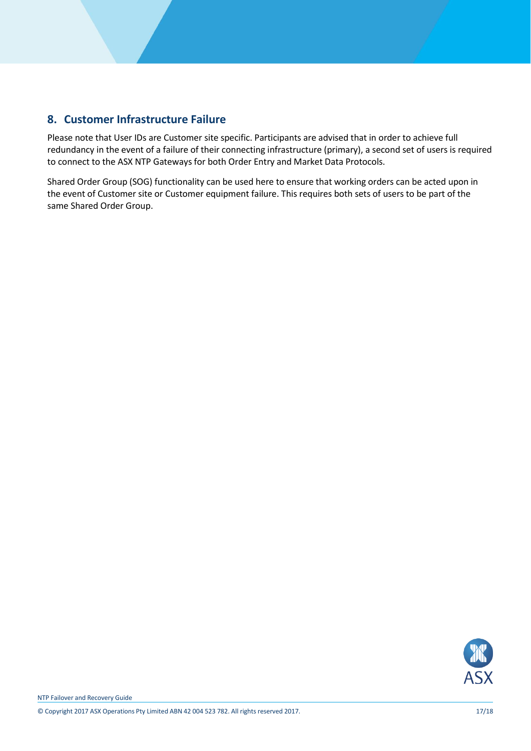## 8. Customer Infrastructure Failure

Please note that User IDs are Customer site specific. Participants are advised that in order to achieve full redundancy in the event of a failure of their connecting infrastructure (primary), a second set of users is required to connect to the ASX NTP Gateways for both Order Entry and Market Data Protocols.

Shared Order Group (SOG) functionality can be used here to ensure that working orders can be acted upon in the event of Customer site or Customer equipment failure. This requires both sets of users to be part of the same Shared Order Group.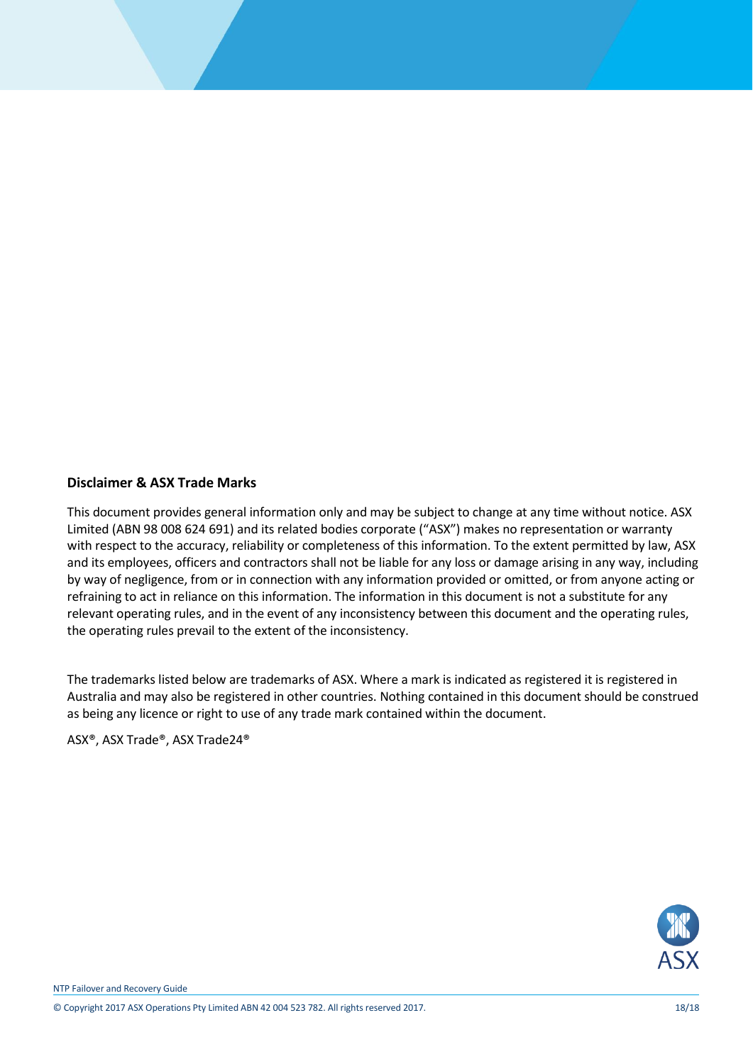## Disclaimer & ASX Trade Marks

This document provides general information only and may be subject to change at any time without notice. ASX Limited (ABN 98 008 624 691) and its related bodies corporate ("ASX") makes no representation or warranty with respect to the accuracy, reliability or completeness of this information. To the extent permitted by law, ASX and its employees, officers and contractors shall not be liable for any loss or damage arising in any way, including by way of negligence, from or in connection with any information provided or omitted, or from anyone acting or refraining to act in reliance on this information. The information in this document is not a substitute for any relevant operating rules, and in the event of any inconsistency between this document and the operating rules, the operating rules prevail to the extent of the inconsistency.

The trademarks listed below are trademarks of ASX. Where a mark is indicated as registered it is registered in Australia and may also be registered in other countries. Nothing contained in this document should be construed as being any licence or right to use of any trade mark contained within the document.

ASX®, ASX Trade®, ASX Trade24®